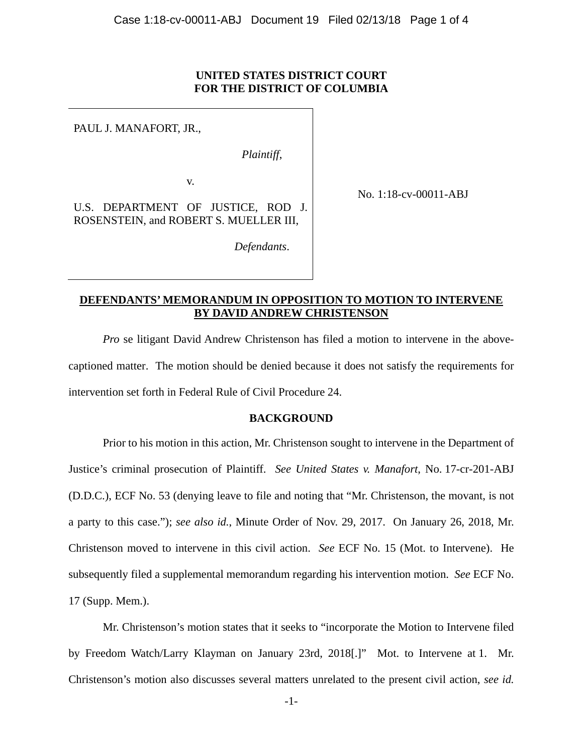**UNITED STATES DISTRICT COURT**
**FOR THE DISTRICT OF COLUMBIA**

| | |
|---|---|
| PAUL J. MANAFORT, JR., *Plaintiff*, v. U.S. DEPARTMENT OF JUSTICE, ROD J. ROSENSTEIN, and ROBERT S. MUELLER III, *Defendants*. | No. 1:18-cv-00011-ABJ |

**DEFENDANTS' MEMORANDUM IN OPPOSITION TO MOTION TO INTERVENE BY DAVID ANDREW CHRISTENSON**

*Pro* se litigant David Andrew Christenson has filed a motion to intervene in the above-captioned matter. The motion should be denied because it does not satisfy the requirements for intervention set forth in Federal Rule of Civil Procedure 24.

**BACKGROUND**

Prior to his motion in this action, Mr. Christenson sought to intervene in the Department of Justice's criminal prosecution of Plaintiff. *See United States v. Manafort*, No. 17-cr-201-ABJ (D.D.C.), ECF No. 53 (denying leave to file and noting that "Mr. Christenson, the movant, is not a party to this case."); *see also id.*, Minute Order of Nov. 29, 2017. On January 26, 2018, Mr. Christenson moved to intervene in this civil action. *See* ECF No. 15 (Mot. to Intervene). He subsequently filed a supplemental memorandum regarding his intervention motion. *See* ECF No. 17 (Supp. Mem.).

Mr. Christenson's motion states that it seeks to "incorporate the Motion to Intervene filed by Freedom Watch/Larry Klayman on January 23rd, 2018[.]" Mot. to Intervene at 1. Mr. Christenson's motion also discusses several matters unrelated to the present civil action, *see id.*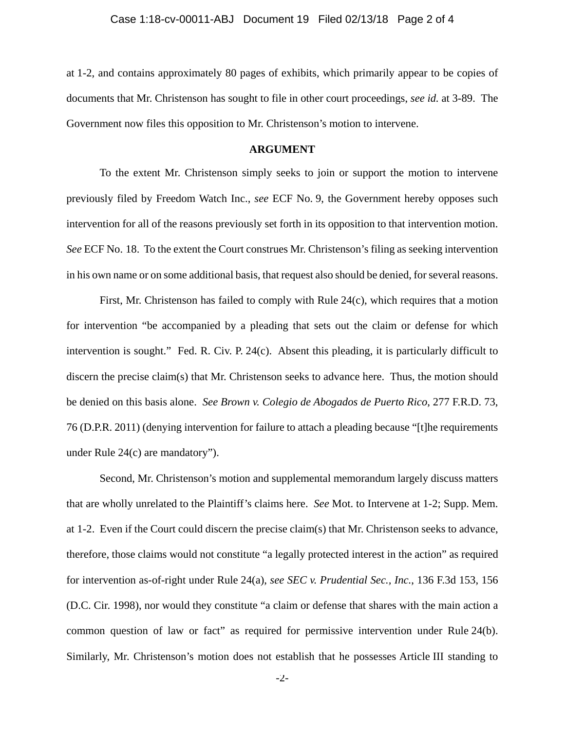at 1-2, and contains approximately 80 pages of exhibits, which primarily appear to be copies of documents that Mr. Christenson has sought to file in other court proceedings, *see id.* at 3-89. The Government now files this opposition to Mr. Christenson's motion to intervene.

## ARGUMENT

To the extent Mr. Christenson simply seeks to join or support the motion to intervene previously filed by Freedom Watch Inc., *see* ECF No. 9, the Government hereby opposes such intervention for all of the reasons previously set forth in its opposition to that intervention motion. *See* ECF No. 18. To the extent the Court construes Mr. Christenson's filing as seeking intervention in his own name or on some additional basis, that request also should be denied, for several reasons.

First, Mr. Christenson has failed to comply with Rule 24(c), which requires that a motion for intervention "be accompanied by a pleading that sets out the claim or defense for which intervention is sought." Fed. R. Civ. P. 24(c). Absent this pleading, it is particularly difficult to discern the precise claim(s) that Mr. Christenson seeks to advance here. Thus, the motion should be denied on this basis alone. *See Brown v. Colegio de Abogados de Puerto Rico*, 277 F.R.D. 73, 76 (D.P.R. 2011) (denying intervention for failure to attach a pleading because "[t]he requirements under Rule 24(c) are mandatory").

Second, Mr. Christenson's motion and supplemental memorandum largely discuss matters that are wholly unrelated to the Plaintiff's claims here. *See* Mot. to Intervene at 1-2; Supp. Mem. at 1-2. Even if the Court could discern the precise claim(s) that Mr. Christenson seeks to advance, therefore, those claims would not constitute "a legally protected interest in the action" as required for intervention as-of-right under Rule 24(a), *see SEC v. Prudential Sec., Inc.*, 136 F.3d 153, 156 (D.C. Cir. 1998), nor would they constitute "a claim or defense that shares with the main action a common question of law or fact" as required for permissive intervention under Rule 24(b). Similarly, Mr. Christenson's motion does not establish that he possesses Article III standing to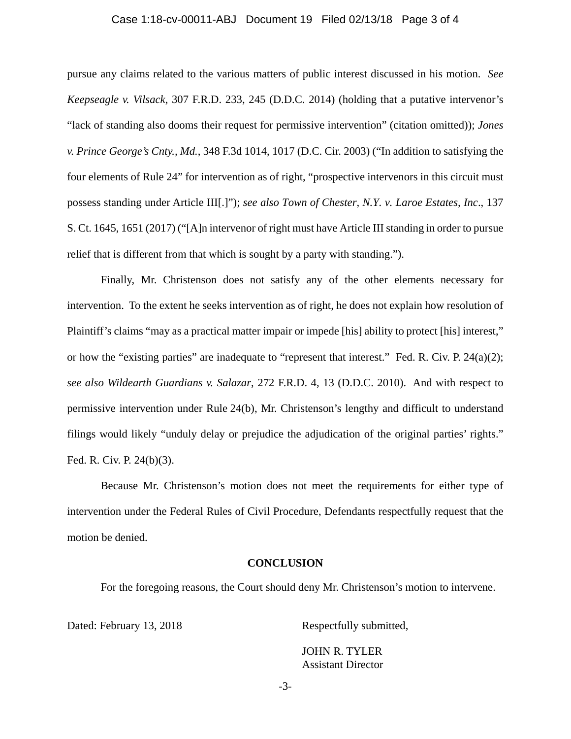pursue any claims related to the various matters of public interest discussed in his motion. *See Keepseagle v. Vilsack*, 307 F.R.D. 233, 245 (D.D.C. 2014) (holding that a putative intervenor's "lack of standing also dooms their request for permissive intervention" (citation omitted)); *Jones v. Prince George's Cnty., Md.*, 348 F.3d 1014, 1017 (D.C. Cir. 2003) ("In addition to satisfying the four elements of Rule 24" for intervention as of right, "prospective intervenors in this circuit must possess standing under Article III[.]"); *see also Town of Chester, N.Y. v. Laroe Estates, Inc*., 137 S. Ct. 1645, 1651 (2017) ("[A]n intervenor of right must have Article III standing in order to pursue relief that is different from that which is sought by a party with standing.").

Finally, Mr. Christenson does not satisfy any of the other elements necessary for intervention. To the extent he seeks intervention as of right, he does not explain how resolution of Plaintiff's claims "may as a practical matter impair or impede [his] ability to protect [his] interest," or how the "existing parties" are inadequate to "represent that interest." Fed. R. Civ. P. 24(a)(2); *see also Wildearth Guardians v. Salazar*, 272 F.R.D. 4, 13 (D.D.C. 2010). And with respect to permissive intervention under Rule 24(b), Mr. Christenson's lengthy and difficult to understand filings would likely "unduly delay or prejudice the adjudication of the original parties' rights." Fed. R. Civ. P. 24(b)(3).

Because Mr. Christenson's motion does not meet the requirements for either type of intervention under the Federal Rules of Civil Procedure, Defendants respectfully request that the motion be denied.

**CONCLUSION**

For the foregoing reasons, the Court should deny Mr. Christenson's motion to intervene.

Dated: February 13, 2018

Respectfully submitted,

JOHN R. TYLER
Assistant Director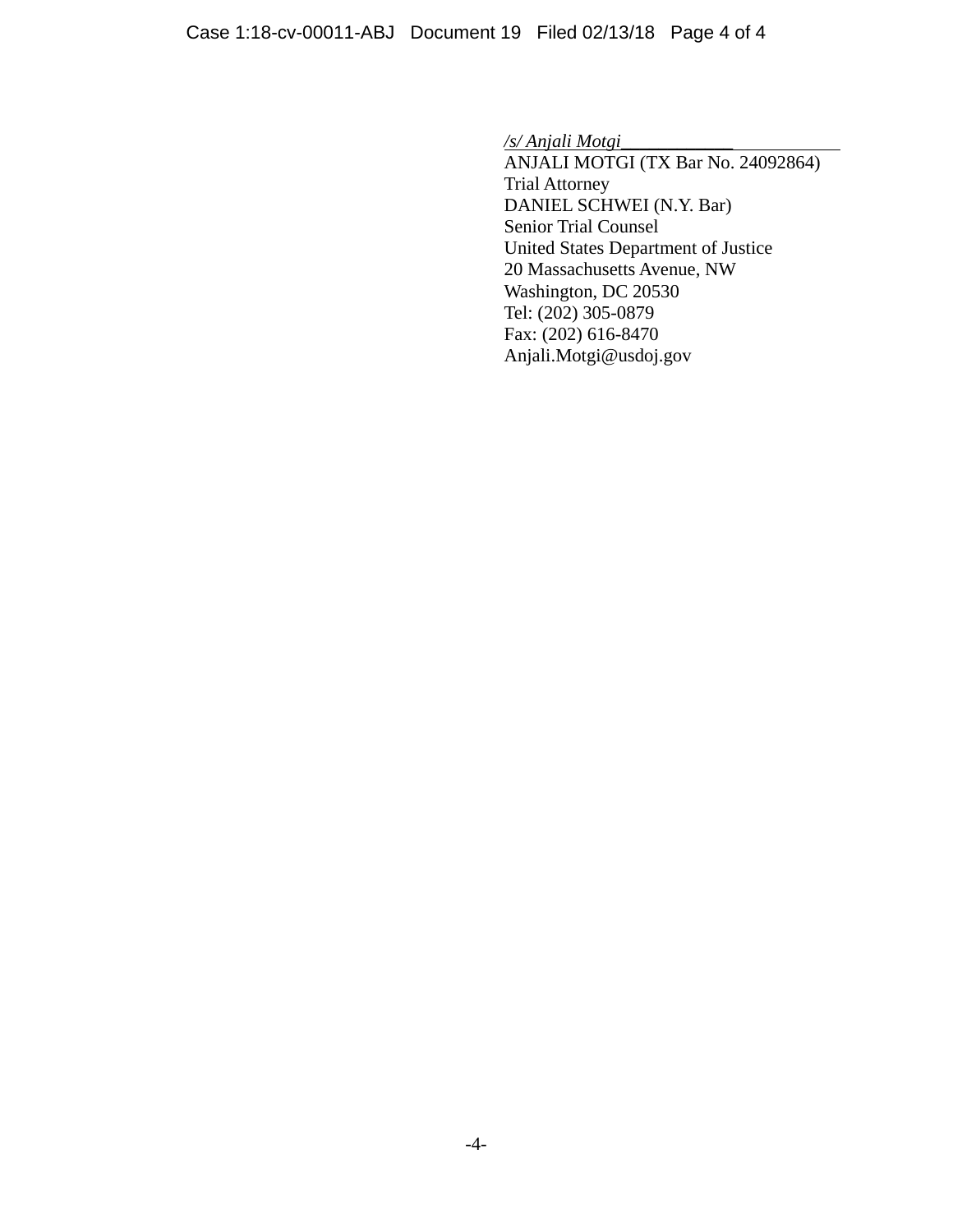*/s/ Anjali Motgi*\_\_\_\_\_\_\_\_\_\_\_\_
ANJALI MOTGI (TX Bar No. 24092864)
Trial Attorney
DANIEL SCHWEI (N.Y. Bar)
Senior Trial Counsel
United States Department of Justice
20 Massachusetts Avenue, NW
Washington, DC 20530
Tel: (202) 305-0879
Fax: (202) 616-8470
Anjali.Motgi@usdoj.gov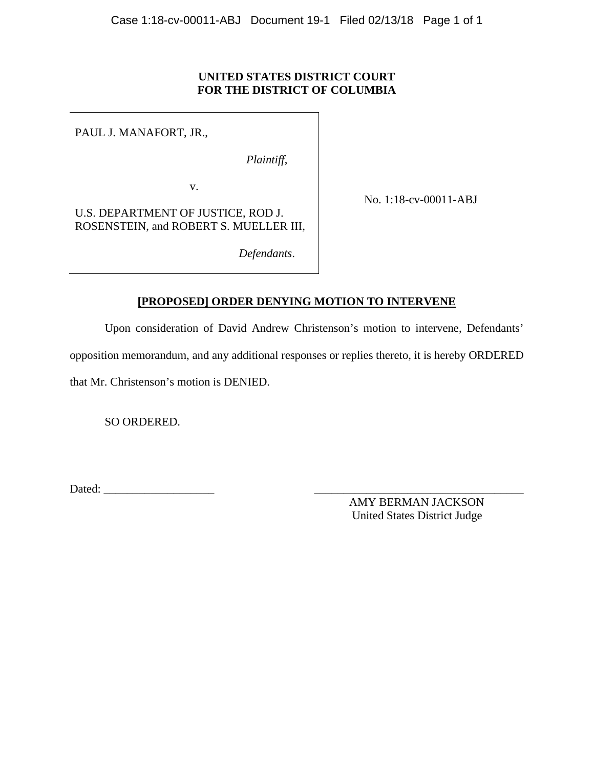**UNITED STATES DISTRICT COURT**
**FOR THE DISTRICT OF COLUMBIA**

| | |
|---|---|
| PAUL J. MANAFORT, JR., *Plaintiff*, v. U.S. DEPARTMENT OF JUSTICE, ROD J. ROSENSTEIN, and ROBERT S. MUELLER III, *Defendants*. | No. 1:18-cv-00011-ABJ |

**[PROPOSED] ORDER DENYING MOTION TO INTERVENE**

Upon consideration of David Andrew Christenson's motion to intervene, Defendants' opposition memorandum, and any additional responses or replies thereto, it is hereby ORDERED that Mr. Christenson's motion is DENIED.

SO ORDERED.

Dated: ___________________

___________________________________
AMY BERMAN JACKSON
United States District Judge